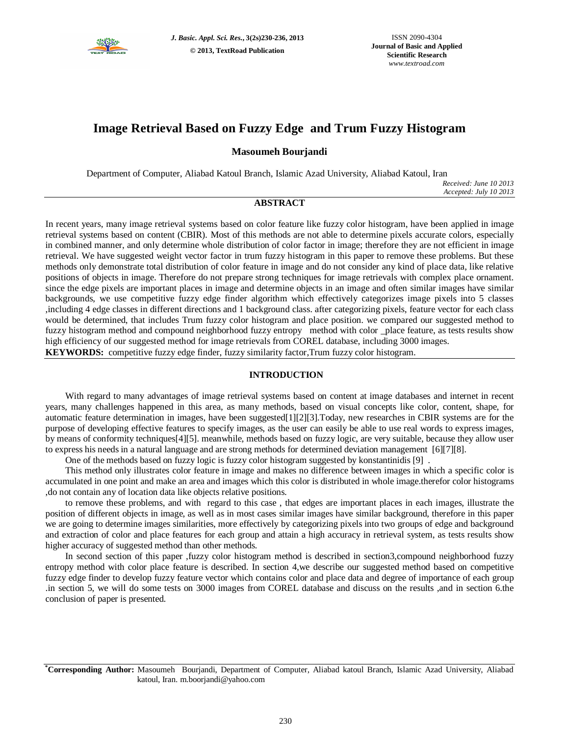# Image Retrieval Based on Fuzzy Edge and Trum Fuzzy Histogram

**Masoumeh Bourjandi**

Department of Computer, Aliabad Katoul Branch, Islamic Azad University, Aliabad Katoul, Iran

*Received: June 10 2013*
*Accepted: July 10 2013*

## ABSTRACT

In recent years, many image retrieval systems based on color feature like fuzzy color histogram, have been applied in image retrieval systems based on content (CBIR). Most of this methods are not able to determine pixels accurate colors, especially in combined manner, and only determine whole distribution of color factor in image; therefore they are not efficient in image retrieval. We have suggested weight vector factor in trum fuzzy histogram in this paper to remove these problems. But these methods only demonstrate total distribution of color feature in image and do not consider any kind of place data, like relative positions of objects in image. Therefore do not prepare strong techniques for image retrievals with complex place ornament. since the edge pixels are important places in image and determine objects in an image and often similar images have similar backgrounds, we use competitive fuzzy edge finder algorithm which effectively categorizes image pixels into 5 classes ,including 4 edge classes in different directions and 1 background class. after categorizing pixels, feature vector for each class would be determined, that includes Trum fuzzy color histogram and place position. we compared our suggested method to fuzzy histogram method and compound neighborhood fuzzy entropy method with color _place feature, as tests results show high efficiency of our suggested method for image retrievals from COREL database, including 3000 images.

**KEYWORDS:** competitive fuzzy edge finder, fuzzy similarity factor,Trum fuzzy color histogram.

## INTRODUCTION

With regard to many advantages of image retrieval systems based on content at image databases and internet in recent years, many challenges happened in this area, as many methods, based on visual concepts like color, content, shape, for automatic feature determination in images, have been suggested[1][2][3].Today, new researches in CBIR systems are for the purpose of developing effective features to specify images, as the user can easily be able to use real words to express images, by means of conformity techniques[4][5]. meanwhile, methods based on fuzzy logic, are very suitable, because they allow user to express his needs in a natural language and are strong methods for determined deviation management [6][7][8].

One of the methods based on fuzzy logic is fuzzy color histogram suggested by konstantinidis [9] .

This method only illustrates color feature in image and makes no difference between images in which a specific color is accumulated in one point and make an area and images which this color is distributed in whole image.therefor color histograms ,do not contain any of location data like objects relative positions.

to remove these problems, and with regard to this case , that edges are important places in each images, illustrate the position of different objects in image, as well as in most cases similar images have similar background, therefore in this paper we are going to determine images similarities, more effectively by categorizing pixels into two groups of edge and background and extraction of color and place features for each group and attain a high accuracy in retrieval system, as tests results show higher accuracy of suggested method than other methods.

In second section of this paper ,fuzzy color histogram method is described in section3,compound neighborhood fuzzy entropy method with color place feature is described. In section 4,we describe our suggested method based on competitive fuzzy edge finder to develop fuzzy feature vector which contains color and place data and degree of importance of each group .in section 5, we will do some tests on 3000 images from COREL database and discuss on the results ,and in section 6.the conclusion of paper is presented.

[*]**Corresponding Author:** Masoumeh Bourjandi, Department of Computer, Aliabad katoul Branch, Islamic Azad University, Aliabad katoul, Iran. m.boorjandi@yahoo.com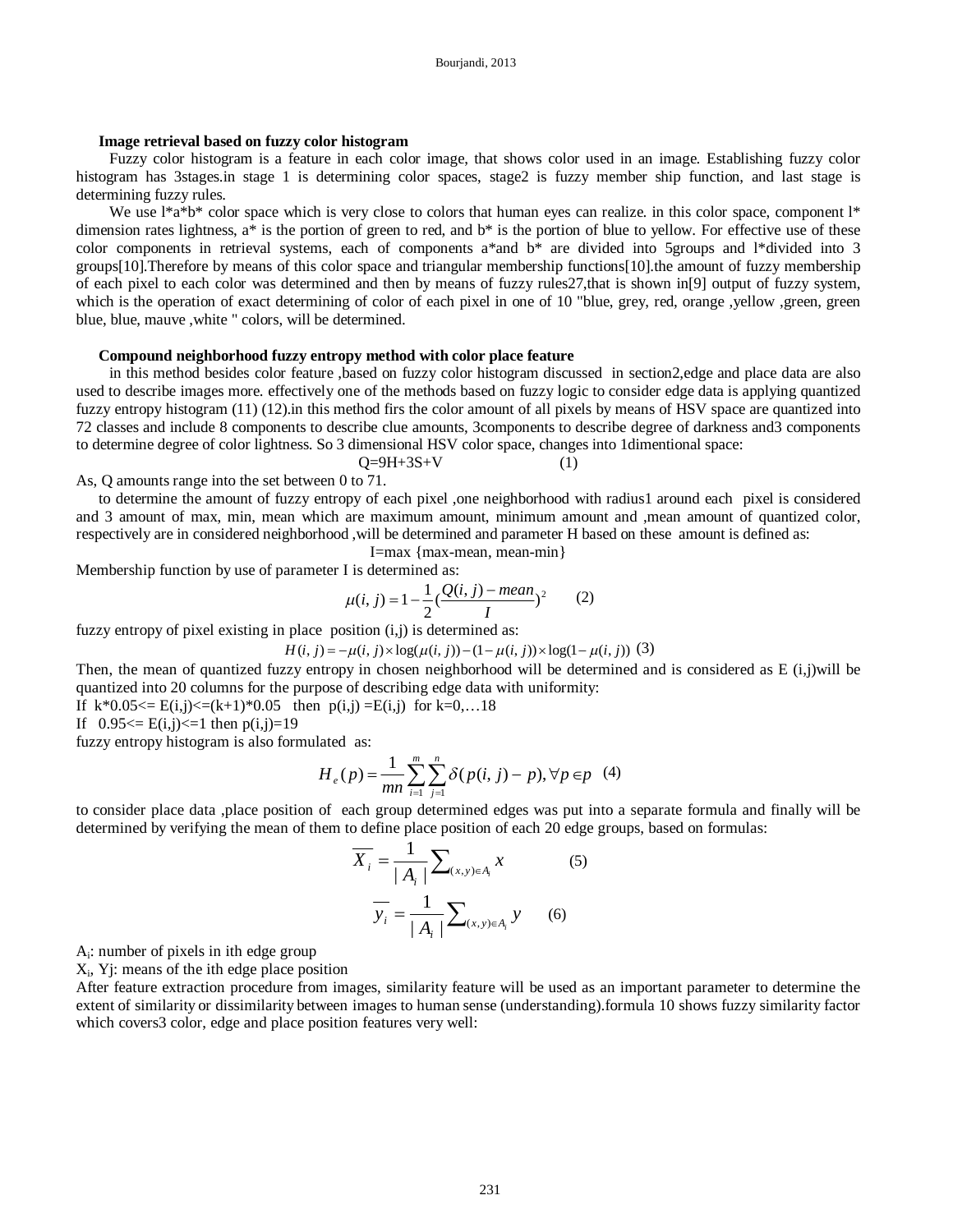**Image retrieval based on fuzzy color histogram**

Fuzzy color histogram is a feature in each color image, that shows color used in an image. Establishing fuzzy color histogram has 3stages.in stage 1 is determining color spaces, stage2 is fuzzy member ship function, and last stage is determining fuzzy rules.

We use l*a*b* color space which is very close to colors that human eyes can realize. in this color space, component l* dimension rates lightness, a* is the portion of green to red, and b* is the portion of blue to yellow. For effective use of these color components in retrieval systems, each of components a*and b* are divided into 5groups and l*divided into 3 groups[10].Therefore by means of this color space and triangular membership functions[10].the amount of fuzzy membership of each pixel to each color was determined and then by means of fuzzy rules27,that is shown in[9] output of fuzzy system, which is the operation of exact determining of color of each pixel in one of 10 "blue, grey, red, orange ,yellow ,green, green blue, blue, mauve ,white " colors, will be determined.

**Compound neighborhood fuzzy entropy method with color place feature**

in this method besides color feature ,based on fuzzy color histogram discussed in section2,edge and place data are also used to describe images more. effectively one of the methods based on fuzzy logic to consider edge data is applying quantized fuzzy entropy histogram (11) (12).in this method firs the color amount of all pixels by means of HSV space are quantized into 72 classes and include 8 components to describe clue amounts, 3components to describe degree of darkness and3 components to determine degree of color lightness. So 3 dimensional HSV color space, changes into 1dimentional space:

$$Q = 9H + 3S + V \quad (1)$$

As, Q amounts range into the set between 0 to 71.

to determine the amount of fuzzy entropy of each pixel ,one neighborhood with radius1 around each pixel is considered and 3 amount of max, min, mean which are maximum amount, minimum amount and ,mean amount of quantized color, respectively are in considered neighborhood ,will be determined and parameter H based on these amount is defined as:

$$I = \max\{\max - mean,\ mean - \min\}$$

Membership function by use of parameter I is determined as:

$$\mu(i,j) = 1 - \frac{1}{2}\left(\frac{Q(i,j) - mean}{I}\right)^2 \quad (2)$$

fuzzy entropy of pixel existing in place position (i,j) is determined as:

$$H(i,j) = -\mu(i,j) \times \log(\mu(i,j)) - (1 - \mu(i,j)) \times \log(1 - \mu(i,j)) \quad (3)$$

Then, the mean of quantized fuzzy entropy in chosen neighborhood will be determined and is considered as E (i,j)will be quantized into 20 columns for the purpose of describing edge data with uniformity:

If $k*0.05 <= E(i,j) <= (k+1)*0.05$ then $p(i,j) = E(i,j)$ for $k=0,\ldots 18$

If $0.95 <= E(i,j) <= 1$ then $p(i,j)=19$

fuzzy entropy histogram is also formulated as:

$$H_e(p) = \frac{1}{mn}\sum_{i=1}^{m}\sum_{j=1}^{n}\delta(p(i,j) - p), \forall p \in p \quad (4)$$

to consider place data ,place position of each group determined edges was put into a separate formula and finally will be determined by verifying the mean of them to define place position of each 20 edge groups, based on formulas:

$$\overline{X_i} = \frac{1}{|A_i|}\sum_{(x,y)\in A_i} x \quad (5)$$

$$\overline{y_i} = \frac{1}{|A_i|}\sum_{(x,y)\in A_i} y \quad (6)$$

$A_i$: number of pixels in ith edge group

$X_i$, $Y_j$: means of the ith edge place position

After feature extraction procedure from images, similarity feature will be used as an important parameter to determine the extent of similarity or dissimilarity between images to human sense (understanding).formula 10 shows fuzzy similarity factor which covers3 color, edge and place position features very well: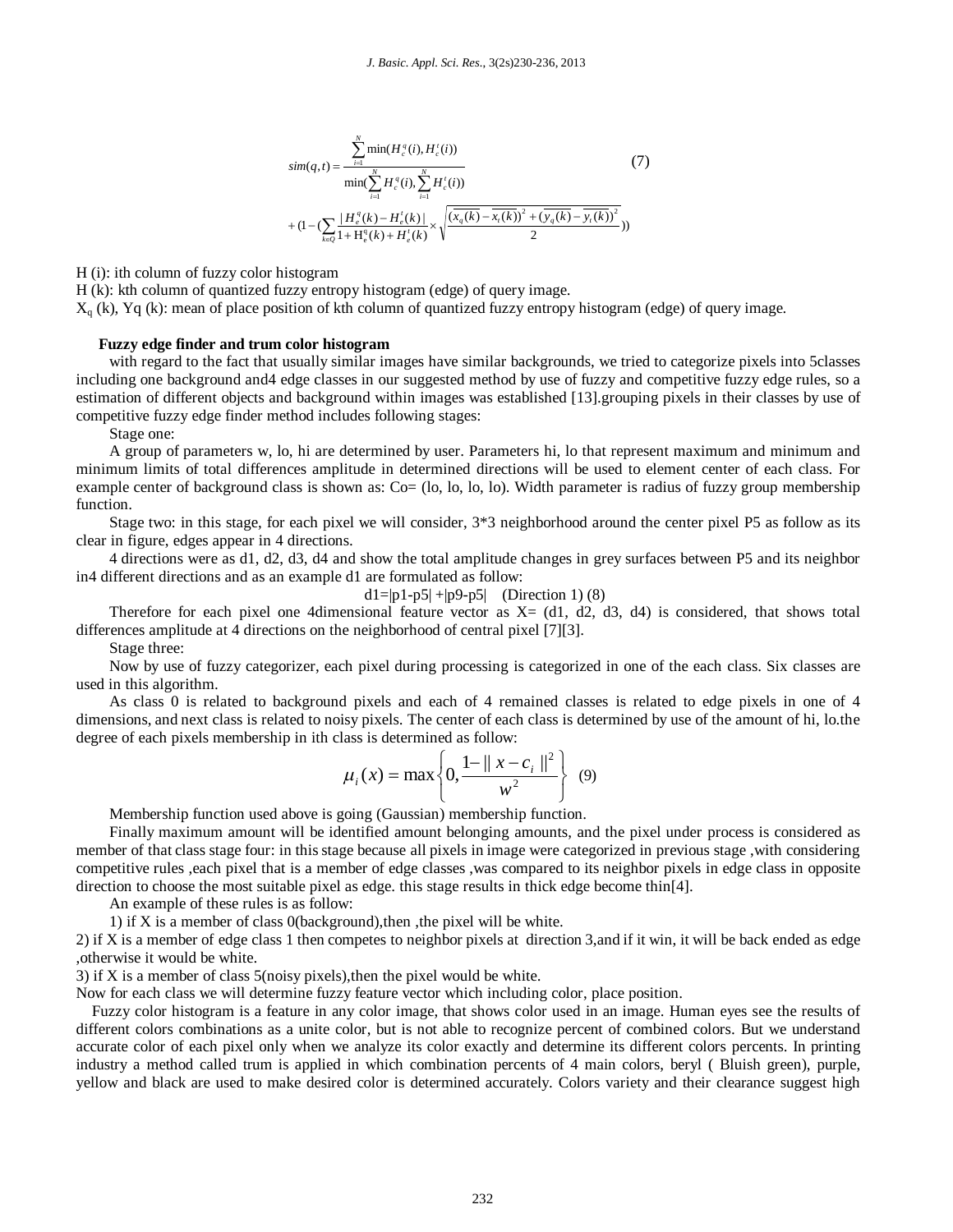$$sim(q,t) = \frac{\sum_{i=1}^{N} \min(H_c^q(i), H_c^t(i))}{\min(\sum_{i=1}^{N} H_c^q(i), \sum_{i=1}^{N} H_c^t(i))} \tag{7}$$

$$+ (1 - (\sum_{k \in Q} \frac{|H_e^q(k) - H_e^t(k)|}{1 + \mathrm{H}_e^q(k) + H_e^t(k)} \times \sqrt{\frac{(\overline{x_q(k)} - \overline{x_t(k)})^2 + (\overline{y_q(k)} - \overline{y_t(k)})^2}{2}}))$$

H (i): ith column of fuzzy color histogram

H (k): kth column of quantized fuzzy entropy histogram (edge) of query image.

$X_q$ (k), Yq (k): mean of place position of kth column of quantized fuzzy entropy histogram (edge) of query image.

**Fuzzy edge finder and trum color histogram**

with regard to the fact that usually similar images have similar backgrounds, we tried to categorize pixels into 5classes including one background and4 edge classes in our suggested method by use of fuzzy and competitive fuzzy edge rules, so a estimation of different objects and background within images was established [13].grouping pixels in their classes by use of competitive fuzzy edge finder method includes following stages:

Stage one:

A group of parameters w, lo, hi are determined by user. Parameters hi, lo that represent maximum and minimum and minimum limits of total differences amplitude in determined directions will be used to element center of each class. For example center of background class is shown as: Co= (lo, lo, lo, lo). Width parameter is radius of fuzzy group membership function.

Stage two: in this stage, for each pixel we will consider, 3*3 neighborhood around the center pixel P5 as follow as its clear in figure, edges appear in 4 directions.

4 directions were as d1, d2, d3, d4 and show the total amplitude changes in grey surfaces between P5 and its neighbor in4 different directions and as an example d1 are formulated as follow:

$$d1=|p1-p5| +|p9-p5| \quad \text{(Direction 1)} \tag{8}$$

Therefore for each pixel one 4dimensional feature vector as X= (d1, d2, d3, d4) is considered, that shows total differences amplitude at 4 directions on the neighborhood of central pixel [7][3].

Stage three:

Now by use of fuzzy categorizer, each pixel during processing is categorized in one of the each class. Six classes are used in this algorithm.

As class 0 is related to background pixels and each of 4 remained classes is related to edge pixels in one of 4 dimensions, and next class is related to noisy pixels. The center of each class is determined by use of the amount of hi, lo.the degree of each pixels membership in ith class is determined as follow:

$$\mu_i(x) = \max\left\{0, \frac{1 - \| x - c_i \|^2}{w^2}\right\} \tag{9}$$

Membership function used above is going (Gaussian) membership function.

Finally maximum amount will be identified amount belonging amounts, and the pixel under process is considered as member of that class stage four: in this stage because all pixels in image were categorized in previous stage ,with considering competitive rules ,each pixel that is a member of edge classes ,was compared to its neighbor pixels in edge class in opposite direction to choose the most suitable pixel as edge. this stage results in thick edge become thin[4].

An example of these rules is as follow:

1) if X is a member of class 0(background),then ,the pixel will be white.

2) if X is a member of edge class 1 then competes to neighbor pixels at direction 3,and if it win, it will be back ended as edge ,otherwise it would be white.

3) if X is a member of class 5(noisy pixels),then the pixel would be white.

Now for each class we will determine fuzzy feature vector which including color, place position.

Fuzzy color histogram is a feature in any color image, that shows color used in an image. Human eyes see the results of different colors combinations as a unite color, but is not able to recognize percent of combined colors. But we understand accurate color of each pixel only when we analyze its color exactly and determine its different colors percents. In printing industry a method called trum is applied in which combination percents of 4 main colors, beryl ( Bluish green), purple, yellow and black are used to make desired color is determined accurately. Colors variety and their clearance suggest high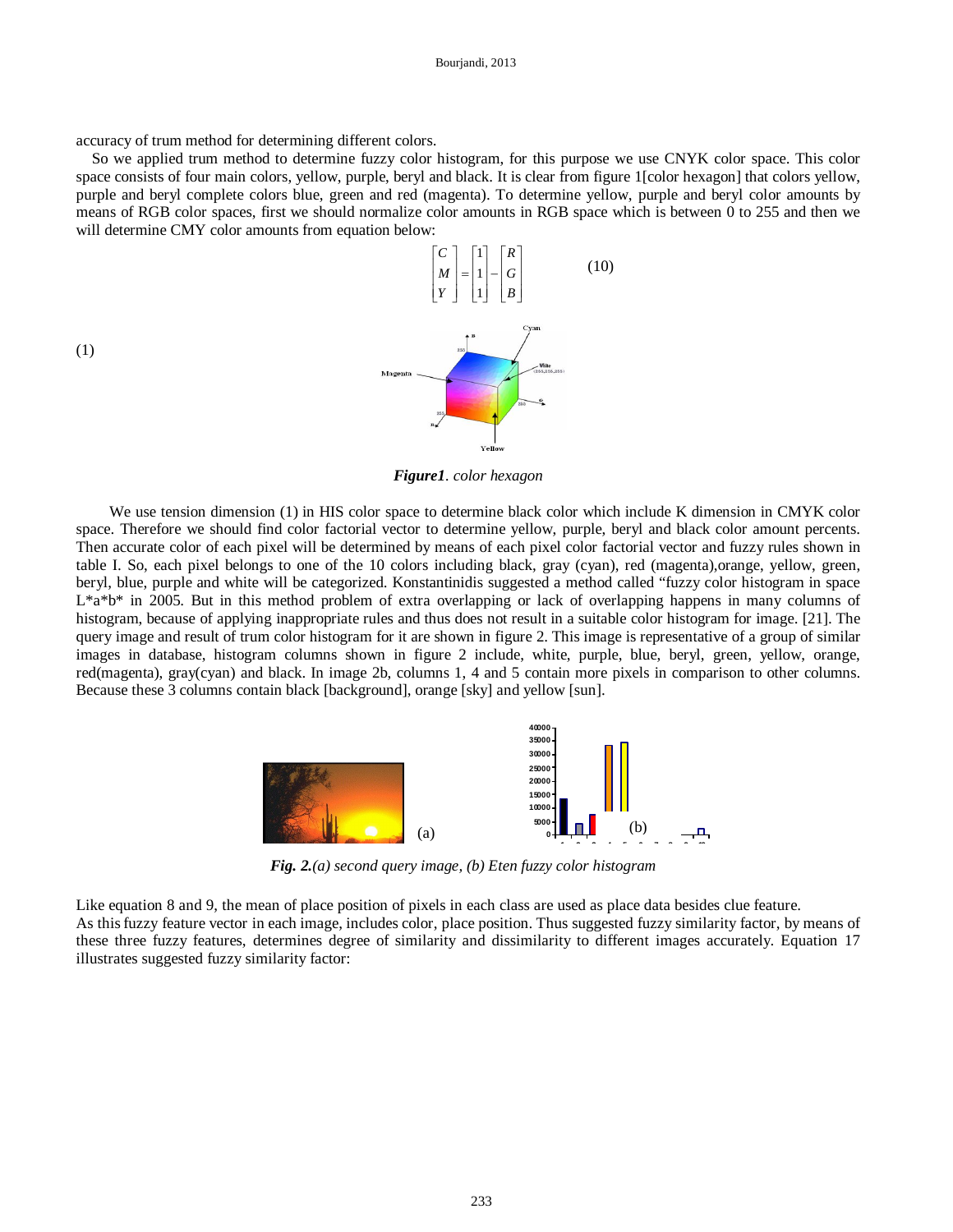accuracy of trum method for determining different colors.

So we applied trum method to determine fuzzy color histogram, for this purpose we use CNYK color space. This color space consists of four main colors, yellow, purple, beryl and black. It is clear from figure 1[color hexagon] that colors yellow, purple and beryl complete colors blue, green and red (magenta). To determine yellow, purple and beryl color amounts by means of RGB color spaces, first we should normalize color amounts in RGB space which is between 0 to 255 and then we will determine CMY color amounts from equation below:

$$\begin{bmatrix} C \\ M \\ Y \end{bmatrix} = \begin{bmatrix} 1 \\ 1 \\ 1 \end{bmatrix} - \begin{bmatrix} R \\ G \\ B \end{bmatrix} \qquad (10)$$

(1)

***Figure1**. color hexagon*

We use tension dimension (1) in HIS color space to determine black color which include K dimension in CMYK color space. Therefore we should find color factorial vector to determine yellow, purple, beryl and black color amount percents. Then accurate color of each pixel will be determined by means of each pixel color factorial vector and fuzzy rules shown in table I. So, each pixel belongs to one of the 10 colors including black, gray (cyan), red (magenta),orange, yellow, green, beryl, blue, purple and white will be categorized. Konstantinidis suggested a method called "fuzzy color histogram in space L*a*b* in 2005. But in this method problem of extra overlapping or lack of overlapping happens in many columns of histogram, because of applying inappropriate rules and thus does not result in a suitable color histogram for image. [21]. The query image and result of trum color histogram for it are shown in figure 2. This image is representative of a group of similar images in database, histogram columns shown in figure 2 include, white, purple, blue, beryl, green, yellow, orange, red(magenta), gray(cyan) and black. In image 2b, columns 1, 4 and 5 contain more pixels in comparison to other columns. Because these 3 columns contain black [background], orange [sky] and yellow [sun].

(a) (b)

***Fig. 2.****(a) second query image, (b) Eten fuzzy color histogram*

Like equation 8 and 9, the mean of place position of pixels in each class are used as place data besides clue feature.
As this fuzzy feature vector in each image, includes color, place position. Thus suggested fuzzy similarity factor, by means of these three fuzzy features, determines degree of similarity and dissimilarity to different images accurately. Equation 17 illustrates suggested fuzzy similarity factor: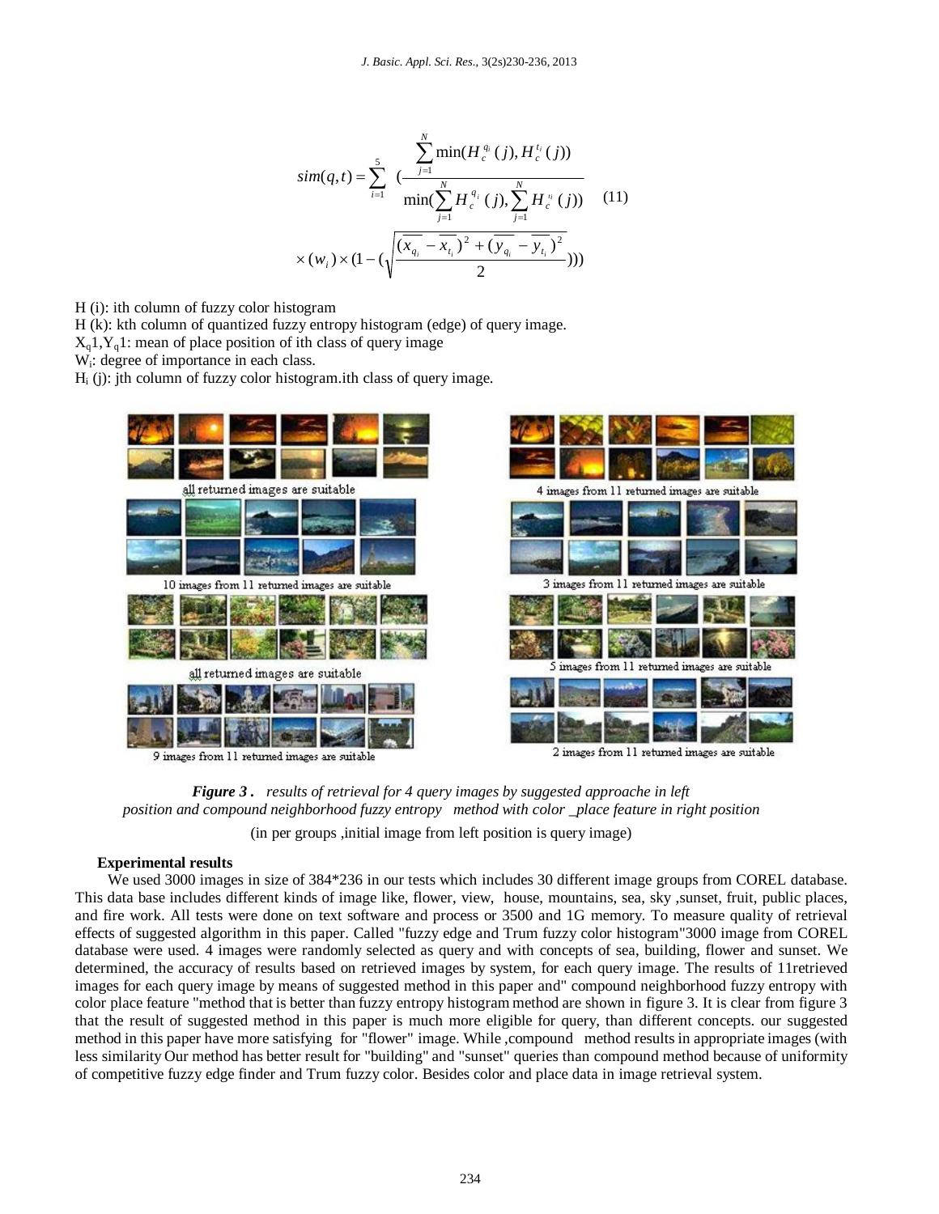$$sim(q,t) = \sum_{i=1}^{5} \left( \frac{\sum_{j=1}^{N} \min(H_c^{q_i}(j), H_c^{t_i}(j))}{\min(\sum_{j=1}^{N} H_c^{q_i}(j), \sum_{j=1}^{N} H_c^{t_i}(j))} \times (w_i) \times (1 - (\sqrt{\frac{(\overline{x_{q_i}} - \overline{x_{t_i}})^2 + (\overline{y_{q_i}} - \overline{y_{t_i}})^2}{2}})) \right) \quad (11)$$

H (i): ith column of fuzzy color histogram

H (k): kth column of quantized fuzzy entropy histogram (edge) of query image.

$X_q1, Y_q1$: mean of place position of ith class of query image

$W_i$: degree of importance in each class.

$H_i$ (j): jth column of fuzzy color histogram.ith class of query image.

all returned images are suitable

10 images from 11 returned images are suitable

all returned images are suitable

9 images from 11 returned images are suitable

4 images from 11 returned images are suitable

3 images from 11 returned images are suitable

5 images from 11 returned images are suitable

2 images from 11 returned images are suitable

***Figure 3 .*** *results of retrieval for 4 query images by suggested approache in left position and compound neighborhood fuzzy entropy method with color _place feature in right position*

(in per groups ,initial image from left position is query image)

**Experimental results**

We used 3000 images in size of 384*236 in our tests which includes 30 different image groups from COREL database. This data base includes different kinds of image like, flower, view, house, mountains, sea, sky ,sunset, fruit, public places, and fire work. All tests were done on text software and process or 3500 and 1G memory. To measure quality of retrieval effects of suggested algorithm in this paper. Called "fuzzy edge and Trum fuzzy color histogram"3000 image from COREL database were used. 4 images were randomly selected as query and with concepts of sea, building, flower and sunset. We determined, the accuracy of results based on retrieved images by system, for each query image. The results of 11retrieved images for each query image by means of suggested method in this paper and" compound neighborhood fuzzy entropy with color place feature "method that is better than fuzzy entropy histogram method are shown in figure 3. It is clear from figure 3 that the result of suggested method in this paper is much more eligible for query, than different concepts. our suggested method in this paper have more satisfying for "flower" image. While ,compound method results in appropriate images (with less similarity Our method has better result for "building" and "sunset" queries than compound method because of uniformity of competitive fuzzy edge finder and Trum fuzzy color. Besides color and place data in image retrieval system.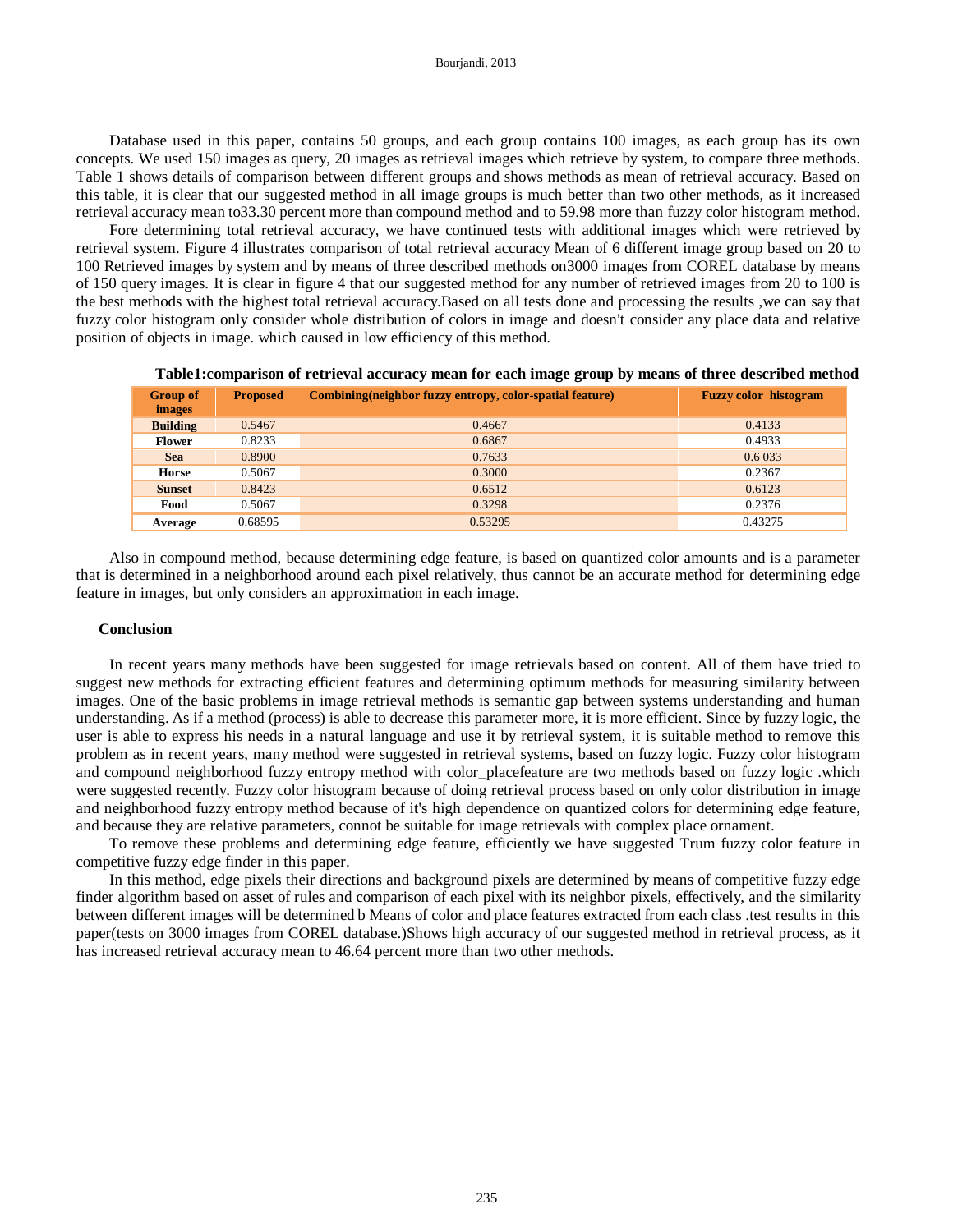Database used in this paper, contains 50 groups, and each group contains 100 images, as each group has its own concepts. We used 150 images as query, 20 images as retrieval images which retrieve by system, to compare three methods. Table 1 shows details of comparison between different groups and shows methods as mean of retrieval accuracy. Based on this table, it is clear that our suggested method in all image groups is much better than two other methods, as it increased retrieval accuracy mean to33.30 percent more than compound method and to 59.98 more than fuzzy color histogram method.

Fore determining total retrieval accuracy, we have continued tests with additional images which were retrieved by retrieval system. Figure 4 illustrates comparison of total retrieval accuracy Mean of 6 different image group based on 20 to 100 Retrieved images by system and by means of three described methods on3000 images from COREL database by means of 150 query images. It is clear in figure 4 that our suggested method for any number of retrieved images from 20 to 100 is the best methods with the highest total retrieval accuracy.Based on all tests done and processing the results ,we can say that fuzzy color histogram only consider whole distribution of colors in image and doesn't consider any place data and relative position of objects in image. which caused in low efficiency of this method.

**Table1:comparison of retrieval accuracy mean for each image group by means of three described method**

| Group of images | Proposed | Combining(neighbor fuzzy entropy, color-spatial feature) | Fuzzy color histogram |
|---|---|---|---|
| **Building** | 0.5467 | 0.4667 | 0.4133 |
| **Flower** | 0.8233 | 0.6867 | 0.4933 |
| **Sea** | 0.8900 | 0.7633 | 0.6 033 |
| **Horse** | 0.5067 | 0.3000 | 0.2367 |
| **Sunset** | 0.8423 | 0.6512 | 0.6123 |
| **Food** | 0.5067 | 0.3298 | 0.2376 |
| **Average** | 0.68595 | 0.53295 | 0.43275 |

Also in compound method, because determining edge feature, is based on quantized color amounts and is a parameter that is determined in a neighborhood around each pixel relatively, thus cannot be an accurate method for determining edge feature in images, but only considers an approximation in each image.

## Conclusion

In recent years many methods have been suggested for image retrievals based on content. All of them have tried to suggest new methods for extracting efficient features and determining optimum methods for measuring similarity between images. One of the basic problems in image retrieval methods is semantic gap between systems understanding and human understanding. As if a method (process) is able to decrease this parameter more, it is more efficient. Since by fuzzy logic, the user is able to express his needs in a natural language and use it by retrieval system, it is suitable method to remove this problem as in recent years, many method were suggested in retrieval systems, based on fuzzy logic. Fuzzy color histogram and compound neighborhood fuzzy entropy method with color_placefeature are two methods based on fuzzy logic .which were suggested recently. Fuzzy color histogram because of doing retrieval process based on only color distribution in image and neighborhood fuzzy entropy method because of it's high dependence on quantized colors for determining edge feature, and because they are relative parameters, connot be suitable for image retrievals with complex place ornament.

To remove these problems and determining edge feature, efficiently we have suggested Trum fuzzy color feature in competitive fuzzy edge finder in this paper.

In this method, edge pixels their directions and background pixels are determined by means of competitive fuzzy edge finder algorithm based on asset of rules and comparison of each pixel with its neighbor pixels, effectively, and the similarity between different images will be determined b Means of color and place features extracted from each class .test results in this paper(tests on 3000 images from COREL database.)Shows high accuracy of our suggested method in retrieval process, as it has increased retrieval accuracy mean to 46.64 percent more than two other methods.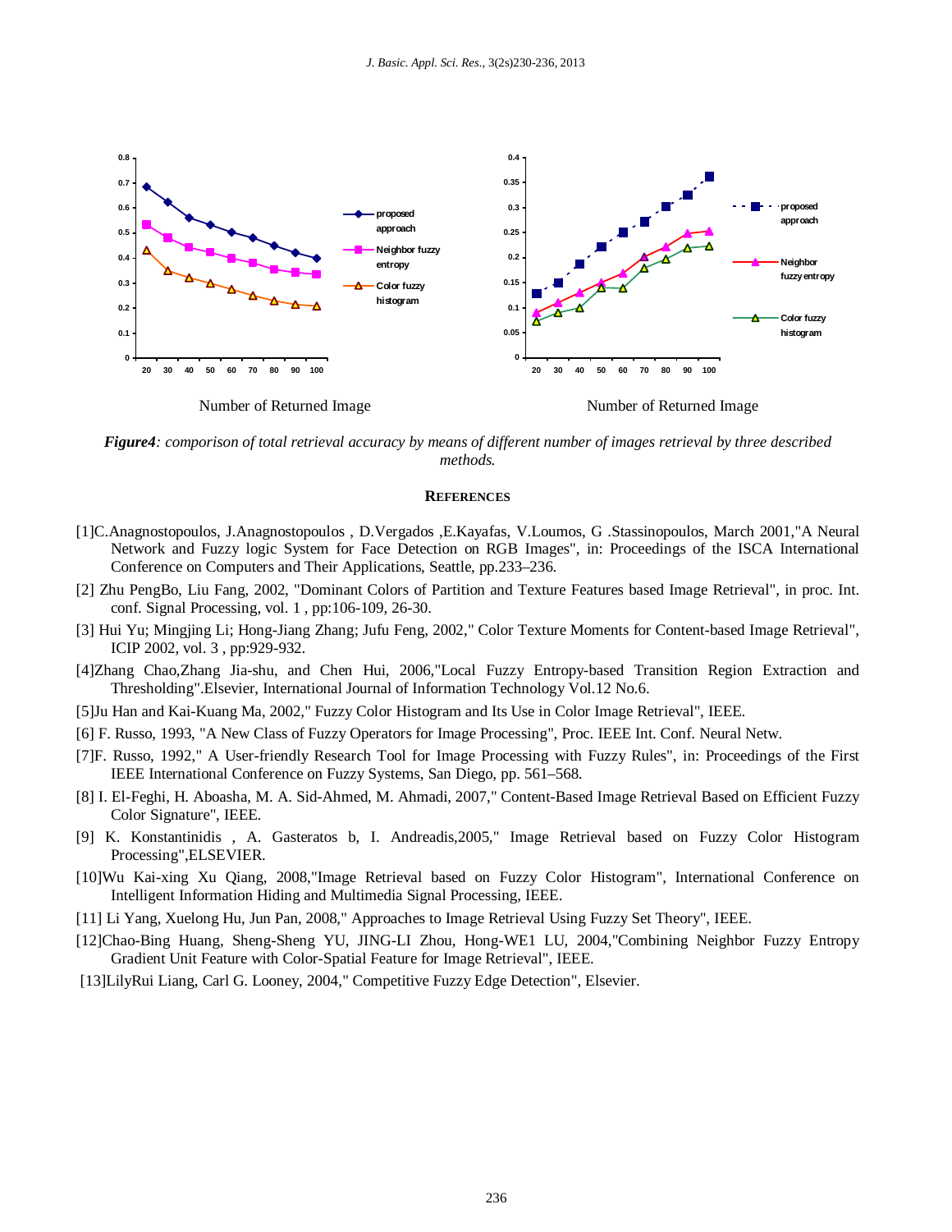0.8
0.7
0.6
0.5
0.4
0.3
0.2
0.1
0
20 30 40 50 60 70 80 90 100

proposed approach
Neighbor fuzzy entropy
Color fuzzy histogram

Number of Returned Image

0.4
0.35
0.3
0.25
0.2
0.15
0.1
0.05
0
20 30 40 50 60 70 80 90 100

proposed approach
Neighbor fuzzy entropy
Color fuzzy histogram

Number of Returned Image

***Figure4**: comporison of total retrieval accuracy by means of different number of images retrieval by three described methods.*

## REFERENCES

[1]C.Anagnostopoulos, J.Anagnostopoulos , D.Vergados ,E.Kayafas, V.Loumos, G .Stassinopoulos, March 2001,"A Neural Network and Fuzzy logic System for Face Detection on RGB Images", in: Proceedings of the ISCA International Conference on Computers and Their Applications, Seattle, pp.233–236.

[2] Zhu PengBo, Liu Fang, 2002, "Dominant Colors of Partition and Texture Features based Image Retrieval", in proc. Int. conf. Signal Processing, vol. 1 , pp:106-109, 26-30.

[3] Hui Yu; Mingjing Li; Hong-Jiang Zhang; Jufu Feng, 2002," Color Texture Moments for Content-based Image Retrieval", ICIP 2002, vol. 3 , pp:929-932.

[4]Zhang Chao,Zhang Jia-shu, and Chen Hui, 2006,"Local Fuzzy Entropy-based Transition Region Extraction and Thresholding".Elsevier, International Journal of Information Technology Vol.12 No.6.

[5]Ju Han and Kai-Kuang Ma, 2002," Fuzzy Color Histogram and Its Use in Color Image Retrieval", IEEE.

[6] F. Russo, 1993, "A New Class of Fuzzy Operators for Image Processing", Proc. IEEE Int. Conf. Neural Netw.

[7]F. Russo, 1992," A User-friendly Research Tool for Image Processing with Fuzzy Rules", in: Proceedings of the First IEEE International Conference on Fuzzy Systems, San Diego, pp. 561–568.

[8] I. El-Feghi, H. Aboasha, M. A. Sid-Ahmed, M. Ahmadi, 2007," Content-Based Image Retrieval Based on Efficient Fuzzy Color Signature", IEEE.

[9] K. Konstantinidis , A. Gasteratos b, I. Andreadis,2005," Image Retrieval based on Fuzzy Color Histogram Processing",ELSEVIER.

[10]Wu Kai-xing Xu Qiang, 2008,"Image Retrieval based on Fuzzy Color Histogram", International Conference on Intelligent Information Hiding and Multimedia Signal Processing, IEEE.

[11] Li Yang, Xuelong Hu, Jun Pan, 2008," Approaches to Image Retrieval Using Fuzzy Set Theory", IEEE.

[12]Chao-Bing Huang, Sheng-Sheng YU, JING-LI Zhou, Hong-WE1 LU, 2004,"Combining Neighbor Fuzzy Entropy Gradient Unit Feature with Color-Spatial Feature for Image Retrieval", IEEE.

[13]LilyRui Liang, Carl G. Looney, 2004," Competitive Fuzzy Edge Detection", Elsevier.